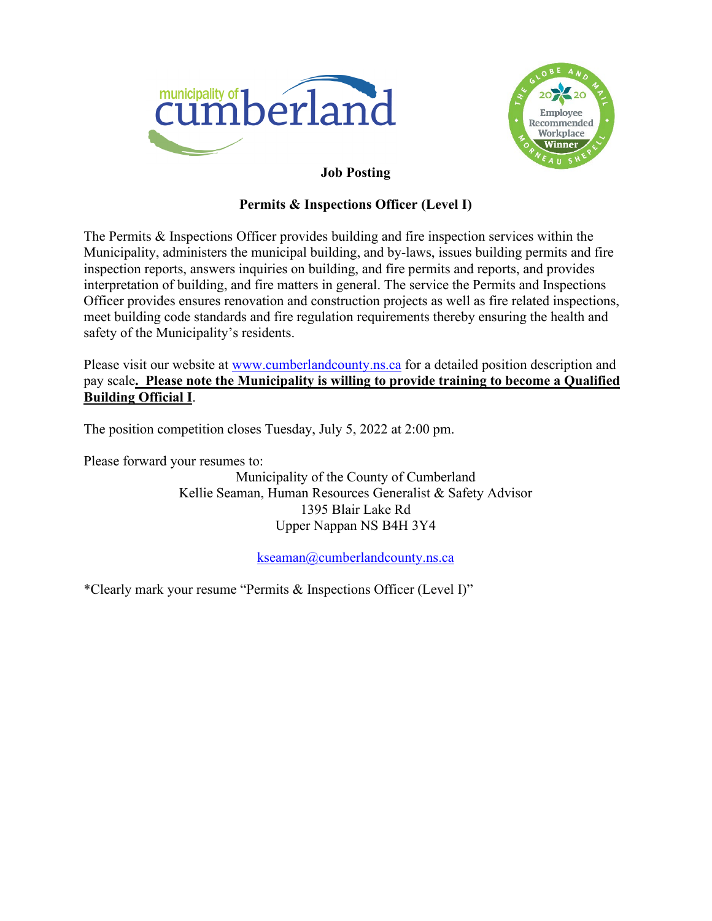# Job Posting

## Permits & Inspections Officer (Level I)

The Permits & Inspections Officer provides building and fire inspection services within the Municipality, administers the municipal building, and by-laws, issues building permits and fire inspection reports, answers inquiries on building, and fire permits and reports, and provides interpretation of building, and fire matters in general. The service the Permits and Inspections Officer provides ensures renovation and construction projects as well as fire related inspections, meet building code standards and fire regulation requirements thereby ensuring the health and safety of the Municipality's residents.

Please visit our website at www.cumberlandcounty.ns.ca for a detailed position description and pay scale**. Please note the Municipality is willing to provide training to become a Qualified Building Official I**.

The position competition closes Tuesday, July 5, 2022 at 2:00 pm.

Please forward your resumes to:

Municipality of the County of Cumberland
Kellie Seaman, Human Resources Generalist & Safety Advisor
1395 Blair Lake Rd
Upper Nappan NS B4H 3Y4

kseaman@cumberlandcounty.ns.ca

*Clearly mark your resume "Permits & Inspections Officer (Level I)"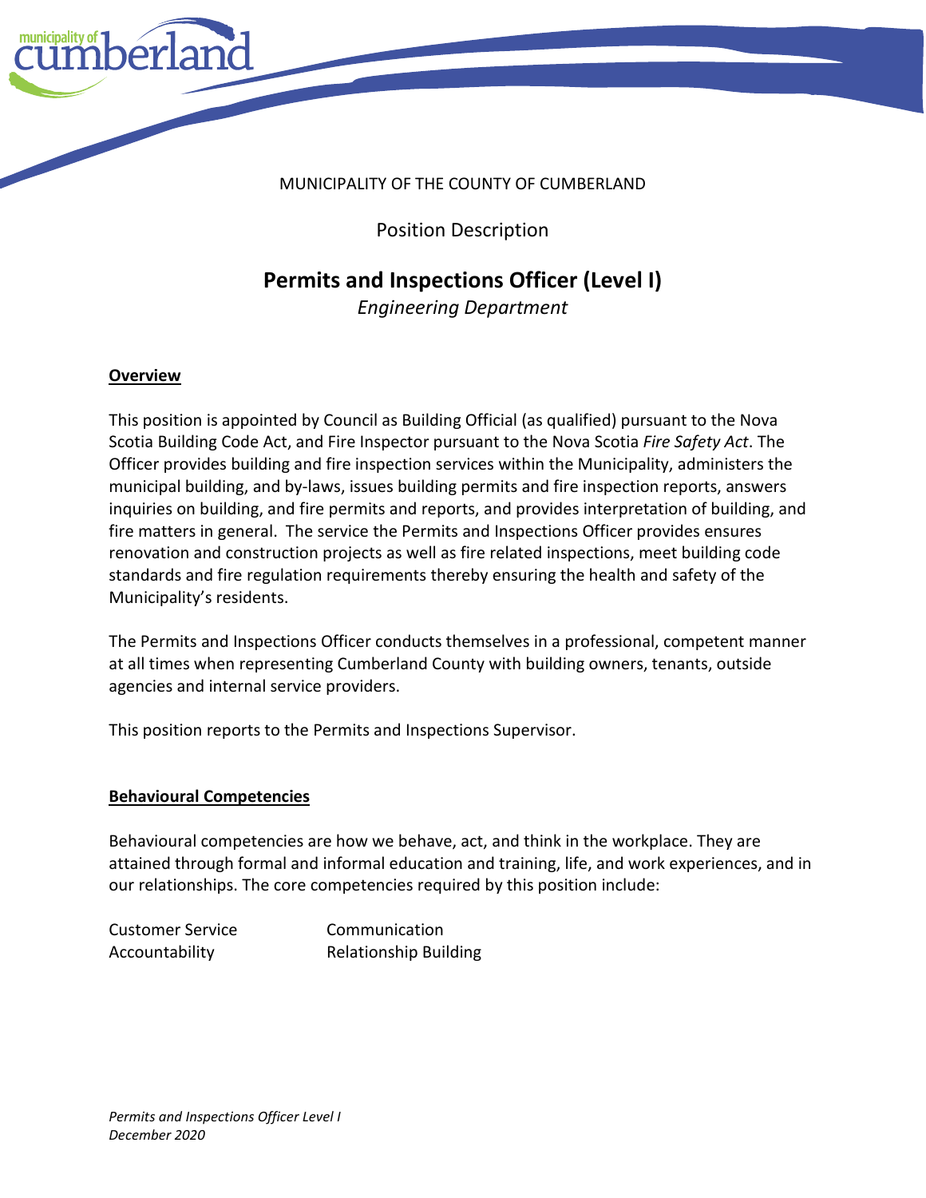MUNICIPALITY OF THE COUNTY OF CUMBERLAND

Position Description

# Permits and Inspections Officer (Level I)

*Engineering Department*

## Overview

This position is appointed by Council as Building Official (as qualified) pursuant to the Nova Scotia Building Code Act, and Fire Inspector pursuant to the Nova Scotia *Fire Safety Act*. The Officer provides building and fire inspection services within the Municipality, administers the municipal building, and by-laws, issues building permits and fire inspection reports, answers inquiries on building, and fire permits and reports, and provides interpretation of building, and fire matters in general. The service the Permits and Inspections Officer provides ensures renovation and construction projects as well as fire related inspections, meet building code standards and fire regulation requirements thereby ensuring the health and safety of the Municipality's residents.

The Permits and Inspections Officer conducts themselves in a professional, competent manner at all times when representing Cumberland County with building owners, tenants, outside agencies and internal service providers.

This position reports to the Permits and Inspections Supervisor.

## Behavioural Competencies

Behavioural competencies are how we behave, act, and think in the workplace. They are attained through formal and informal education and training, life, and work experiences, and in our relationships. The core competencies required by this position include:

- Customer Service
- Accountability
- Communication
- Relationship Building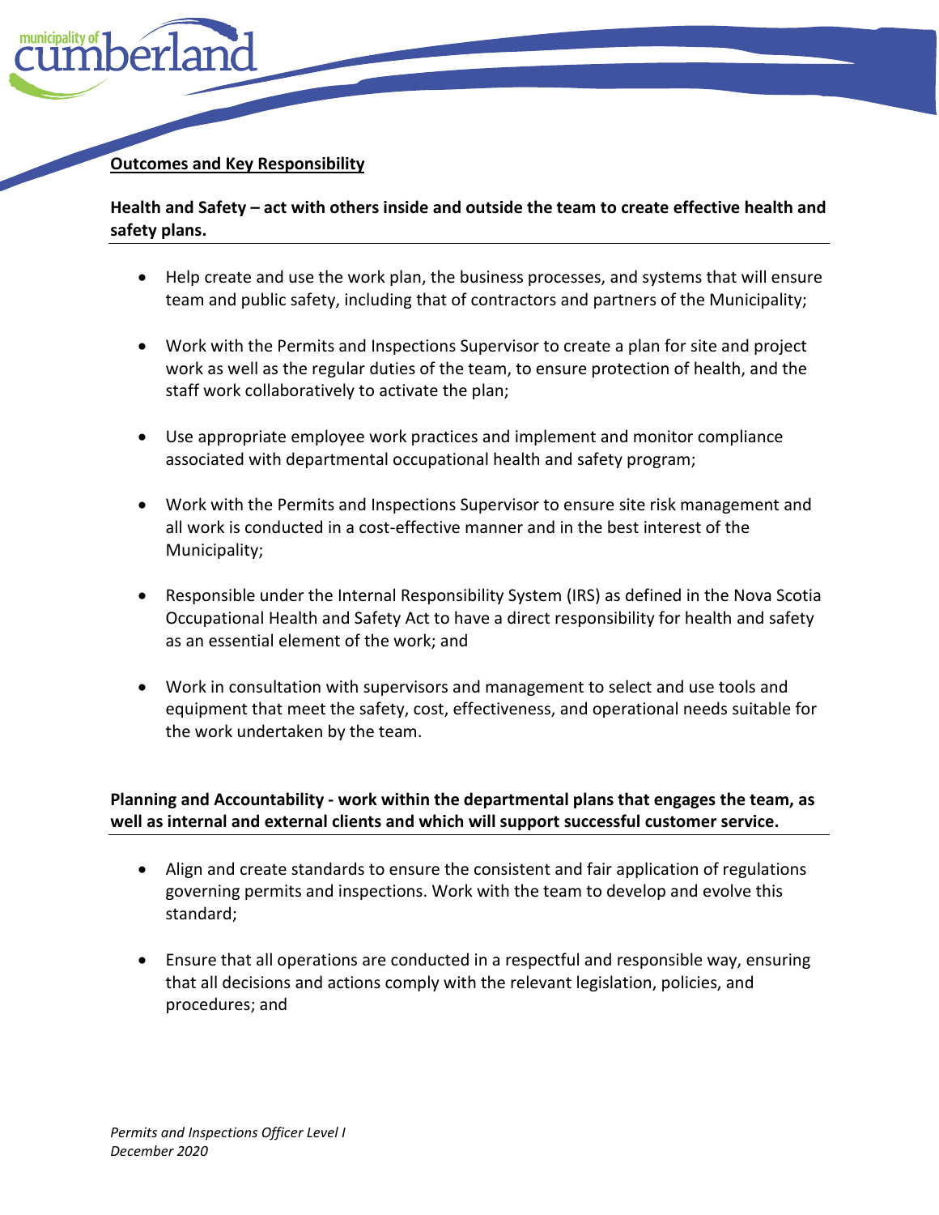**Outcomes and Key Responsibility**

**Health and Safety – act with others inside and outside the team to create effective health and safety plans.**

- Help create and use the work plan, the business processes, and systems that will ensure team and public safety, including that of contractors and partners of the Municipality;
- Work with the Permits and Inspections Supervisor to create a plan for site and project work as well as the regular duties of the team, to ensure protection of health, and the staff work collaboratively to activate the plan;
- Use appropriate employee work practices and implement and monitor compliance associated with departmental occupational health and safety program;
- Work with the Permits and Inspections Supervisor to ensure site risk management and all work is conducted in a cost-effective manner and in the best interest of the Municipality;
- Responsible under the Internal Responsibility System (IRS) as defined in the Nova Scotia Occupational Health and Safety Act to have a direct responsibility for health and safety as an essential element of the work; and
- Work in consultation with supervisors and management to select and use tools and equipment that meet the safety, cost, effectiveness, and operational needs suitable for the work undertaken by the team.

**Planning and Accountability - work within the departmental plans that engages the team, as well as internal and external clients and which will support successful customer service.**

- Align and create standards to ensure the consistent and fair application of regulations governing permits and inspections. Work with the team to develop and evolve this standard;
- Ensure that all operations are conducted in a respectful and responsible way, ensuring that all decisions and actions comply with the relevant legislation, policies, and procedures; and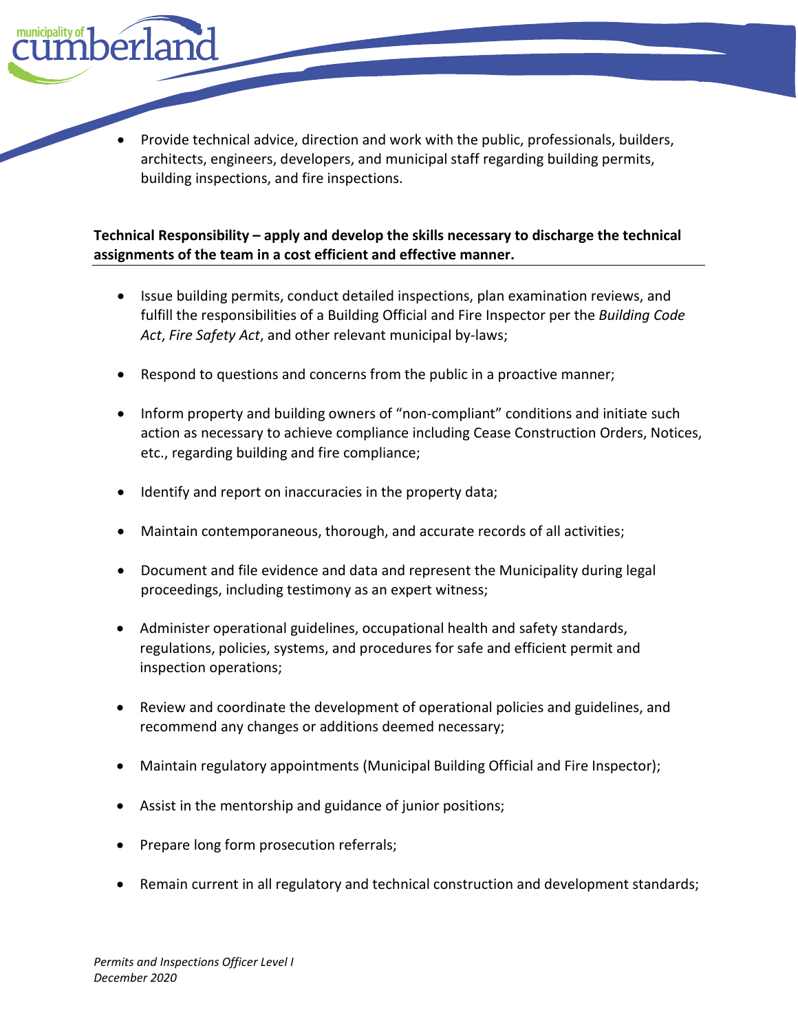- Provide technical advice, direction and work with the public, professionals, builders, architects, engineers, developers, and municipal staff regarding building permits, building inspections, and fire inspections.

**Technical Responsibility – apply and develop the skills necessary to discharge the technical assignments of the team in a cost efficient and effective manner.**

- Issue building permits, conduct detailed inspections, plan examination reviews, and fulfill the responsibilities of a Building Official and Fire Inspector per the *Building Code Act*, *Fire Safety Act*, and other relevant municipal by-laws;
- Respond to questions and concerns from the public in a proactive manner;
- Inform property and building owners of "non-compliant" conditions and initiate such action as necessary to achieve compliance including Cease Construction Orders, Notices, etc., regarding building and fire compliance;
- Identify and report on inaccuracies in the property data;
- Maintain contemporaneous, thorough, and accurate records of all activities;
- Document and file evidence and data and represent the Municipality during legal proceedings, including testimony as an expert witness;
- Administer operational guidelines, occupational health and safety standards, regulations, policies, systems, and procedures for safe and efficient permit and inspection operations;
- Review and coordinate the development of operational policies and guidelines, and recommend any changes or additions deemed necessary;
- Maintain regulatory appointments (Municipal Building Official and Fire Inspector);
- Assist in the mentorship and guidance of junior positions;
- Prepare long form prosecution referrals;
- Remain current in all regulatory and technical construction and development standards;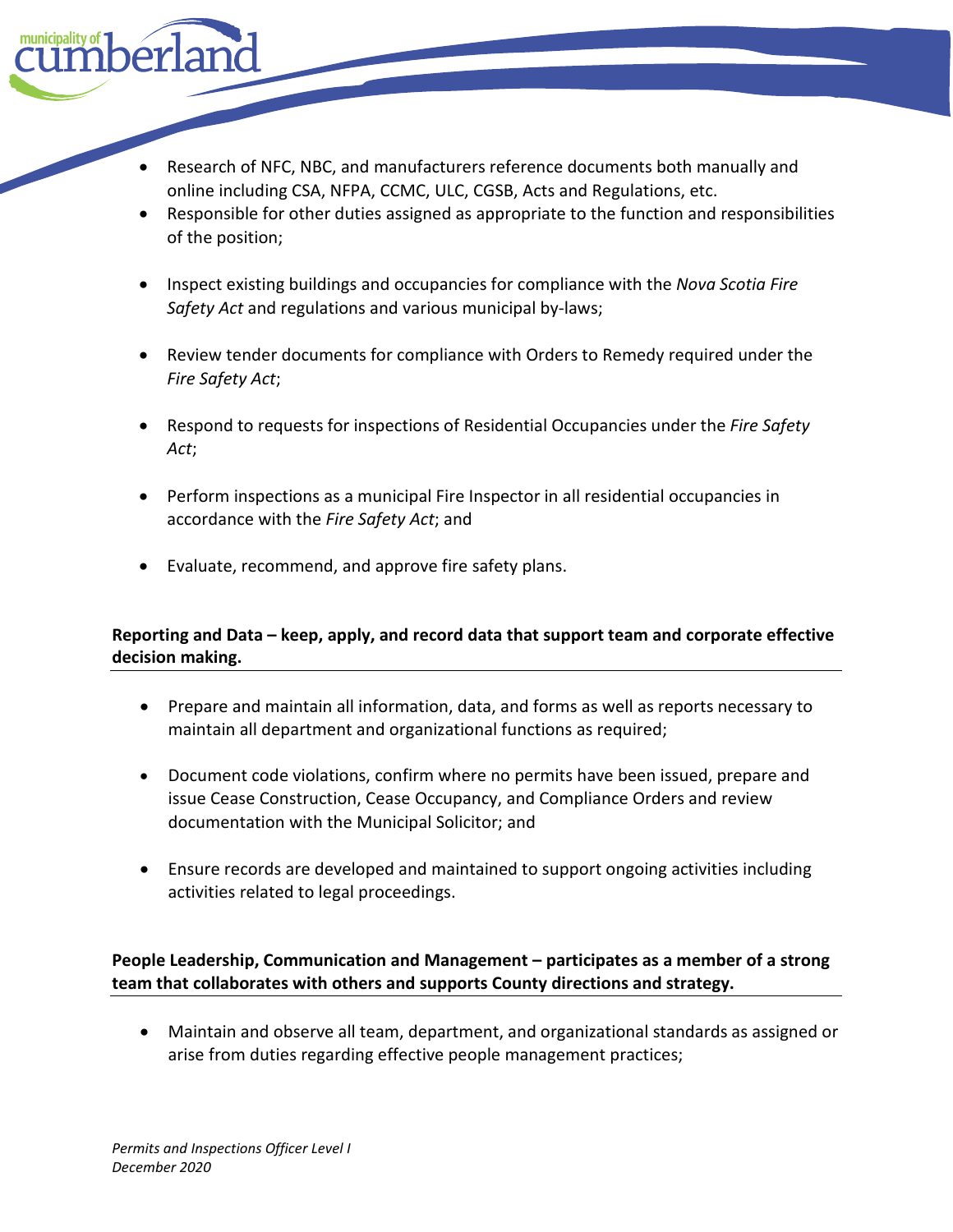- Research of NFC, NBC, and manufacturers reference documents both manually and online including CSA, NFPA, CCMC, ULC, CGSB, Acts and Regulations, etc.
- Responsible for other duties assigned as appropriate to the function and responsibilities of the position;

- Inspect existing buildings and occupancies for compliance with the *Nova Scotia Fire Safety Act* and regulations and various municipal by-laws;

- Review tender documents for compliance with Orders to Remedy required under the *Fire Safety Act*;

- Respond to requests for inspections of Residential Occupancies under the *Fire Safety Act*;

- Perform inspections as a municipal Fire Inspector in all residential occupancies in accordance with the *Fire Safety Act*; and

- Evaluate, recommend, and approve fire safety plans.

**Reporting and Data – keep, apply, and record data that support team and corporate effective decision making.**

- Prepare and maintain all information, data, and forms as well as reports necessary to maintain all department and organizational functions as required;

- Document code violations, confirm where no permits have been issued, prepare and issue Cease Construction, Cease Occupancy, and Compliance Orders and review documentation with the Municipal Solicitor; and

- Ensure records are developed and maintained to support ongoing activities including activities related to legal proceedings.

**People Leadership, Communication and Management – participates as a member of a strong team that collaborates with others and supports County directions and strategy.**

- Maintain and observe all team, department, and organizational standards as assigned or arise from duties regarding effective people management practices;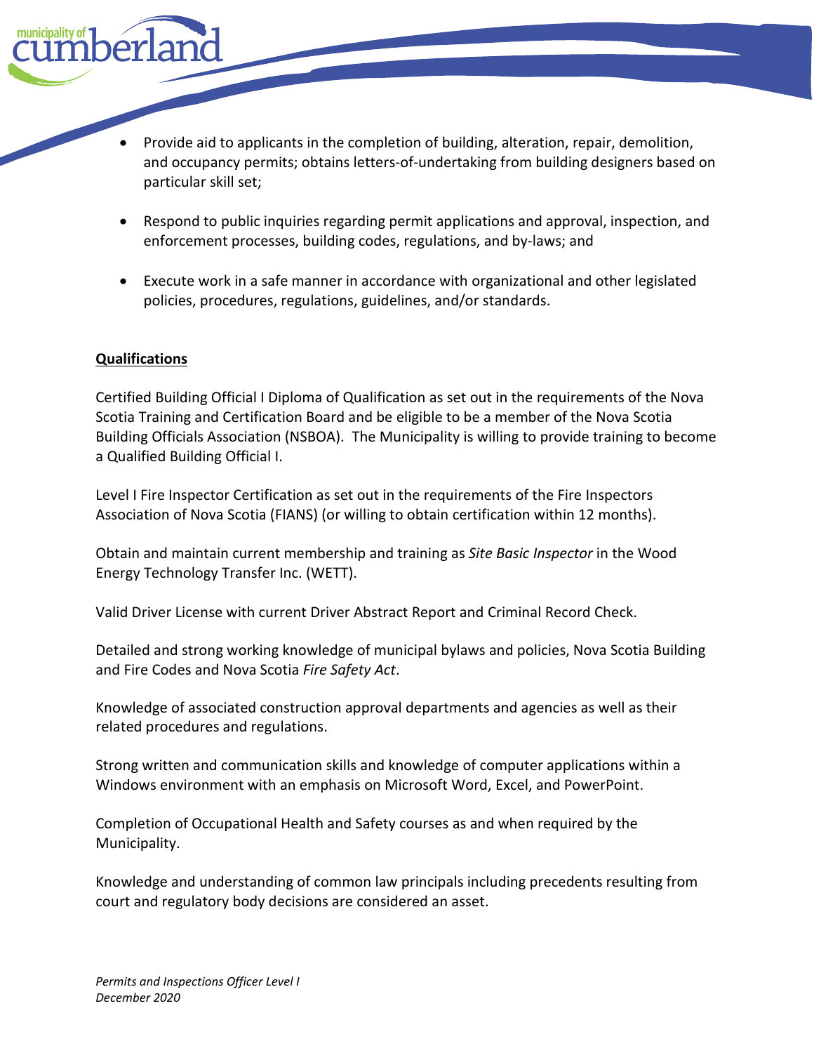- Provide aid to applicants in the completion of building, alteration, repair, demolition, and occupancy permits; obtains letters-of-undertaking from building designers based on particular skill set;

- Respond to public inquiries regarding permit applications and approval, inspection, and enforcement processes, building codes, regulations, and by-laws; and

- Execute work in a safe manner in accordance with organizational and other legislated policies, procedures, regulations, guidelines, and/or standards.

## Qualifications

Certified Building Official I Diploma of Qualification as set out in the requirements of the Nova Scotia Training and Certification Board and be eligible to be a member of the Nova Scotia Building Officials Association (NSBOA). The Municipality is willing to provide training to become a Qualified Building Official I.

Level I Fire Inspector Certification as set out in the requirements of the Fire Inspectors Association of Nova Scotia (FIANS) (or willing to obtain certification within 12 months).

Obtain and maintain current membership and training as *Site Basic Inspector* in the Wood Energy Technology Transfer Inc. (WETT).

Valid Driver License with current Driver Abstract Report and Criminal Record Check.

Detailed and strong working knowledge of municipal bylaws and policies, Nova Scotia Building and Fire Codes and Nova Scotia *Fire Safety Act*.

Knowledge of associated construction approval departments and agencies as well as their related procedures and regulations.

Strong written and communication skills and knowledge of computer applications within a Windows environment with an emphasis on Microsoft Word, Excel, and PowerPoint.

Completion of Occupational Health and Safety courses as and when required by the Municipality.

Knowledge and understanding of common law principals including precedents resulting from court and regulatory body decisions are considered an asset.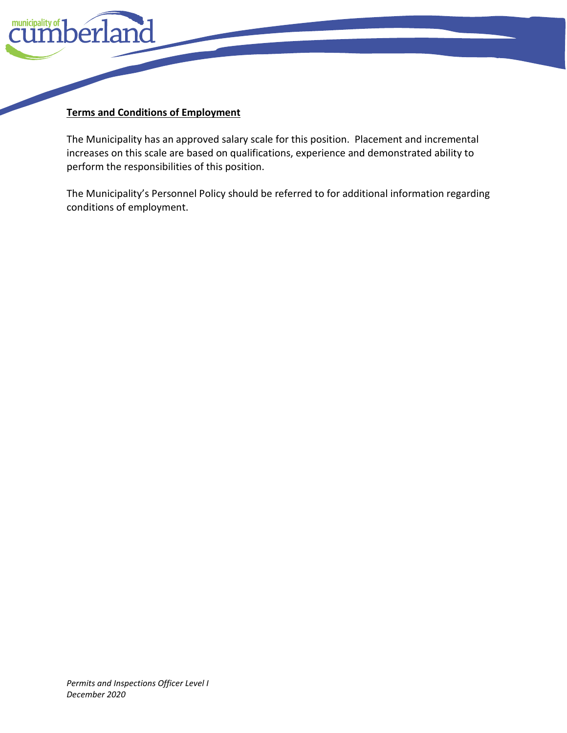**Terms and Conditions of Employment**

The Municipality has an approved salary scale for this position. Placement and incremental increases on this scale are based on qualifications, experience and demonstrated ability to perform the responsibilities of this position.

The Municipality's Personnel Policy should be referred to for additional information regarding conditions of employment.